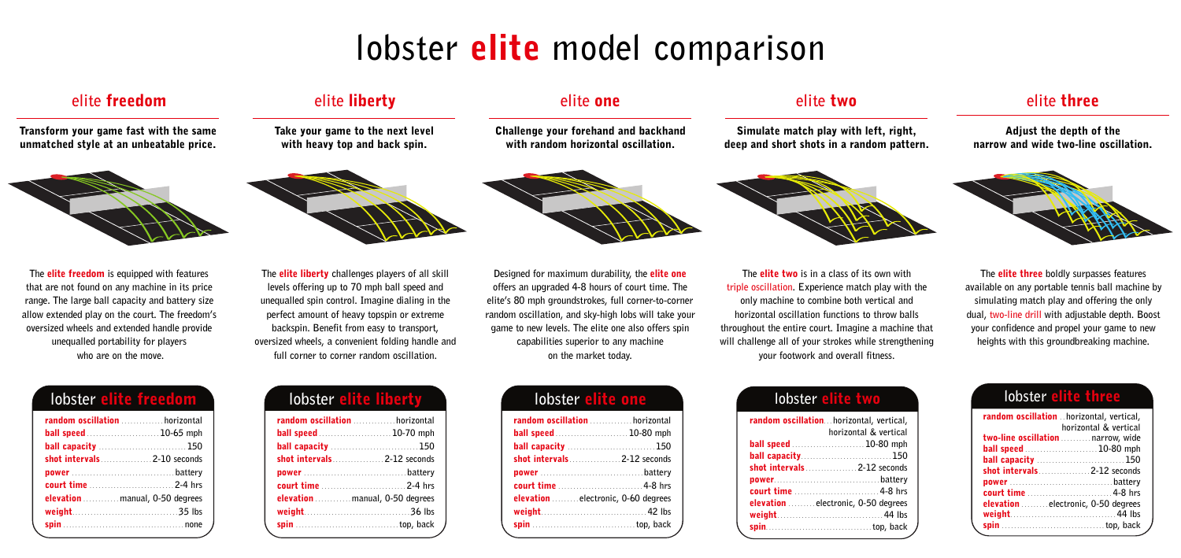# lobster elite model comparison

## elite freedom

**Transform your game fast with the same unmatched style at an unbeatable price.**

The **elite freedom** is equipped with features that are not found on any machine in its price range. The large ball capacity and battery size allow extended play on the court. The freedom's oversized wheels and extended handle provide unequalled portability for players who are on the move.

### lobster elite freedom

| | |
|---|---|
| **random oscillation** | horizontal |
| **ball speed** | 10-65 mph |
| **ball capacity** | 150 |
| **shot intervals** | 2-10 seconds |
| **power** | battery |
| **court time** | 2-4 hrs |
| **elevation** | manual, 0-50 degrees |
| **weight** | 35 lbs |
| **spin** | none |

## elite liberty

**Take your game to the next level with heavy top and back spin.**

The **elite liberty** challenges players of all skill levels offering up to 70 mph ball speed and unequalled spin control. Imagine dialing in the perfect amount of heavy topspin or extreme backspin. Benefit from easy to transport, oversized wheels, a convenient folding handle and full corner to corner random oscillation.

### lobster elite liberty

| | |
|---|---|
| **random oscillation** | horizontal |
| **ball speed** | 10-70 mph |
| **ball capacity** | 150 |
| **shot intervals** | 2-12 seconds |
| **power** | battery |
| **court time** | 2-4 hrs |
| **elevation** | manual, 0-50 degrees |
| **weight** | 36 lbs |
| **spin** | top, back |

## elite one

**Challenge your forehand and backhand with random horizontal oscillation.**

Designed for maximum durability, the **elite one** offers an upgraded 4-8 hours of court time. The elite's 80 mph groundstrokes, full corner-to-corner random oscillation, and sky-high lobs will take your game to new levels. The elite one also offers spin capabilities superior to any machine on the market today.

### lobster elite one

| | |
|---|---|
| **random oscillation** | horizontal |
| **ball speed** | 10-80 mph |
| **ball capacity** | 150 |
| **shot intervals** | 2-12 seconds |
| **power** | battery |
| **court time** | 4-8 hrs |
| **elevation** | electronic, 0-60 degrees |
| **weight** | 42 lbs |
| **spin** | top, back |

## elite two

**Simulate match play with left, right, deep and short shots in a random pattern.**

The **elite two** is in a class of its own with triple oscillation. Experience match play with the only machine to combine both vertical and horizontal oscillation functions to throw balls throughout the entire court. Imagine a machine that will challenge all of your strokes while strengthening your footwork and overall fitness.

### lobster elite two

| | |
|---|---|
| **random oscillation** | horizontal, vertical, horizontal & vertical |
| **ball speed** | 10-80 mph |
| **ball capacity** | 150 |
| **shot intervals** | 2-12 seconds |
| **power** | battery |
| **court time** | 4-8 hrs |
| **elevation** | electronic, 0-50 degrees |
| **weight** | 44 lbs |
| **spin** | top, back |

## elite three

**Adjust the depth of the narrow and wide two-line oscillation.**

The **elite three** boldly surpasses features available on any portable tennis ball machine by simulating match play and offering the only dual, two-line drill with adjustable depth. Boost your confidence and propel your game to new heights with this groundbreaking machine.

### lobster elite three

| | |
|---|---|
| **random oscillation** | horizontal, vertical, horizontal & vertical |
| **two-line oscillation** | narrow, wide |
| **ball speed** | 10-80 mph |
| **ball capacity** | 150 |
| **shot intervals** | 2-12 seconds |
| **power** | battery |
| **court time** | 4-8 hrs |
| **elevation** | electronic, 0-50 degrees |
| **weight** | 44 lbs |
| **spin** | top, back |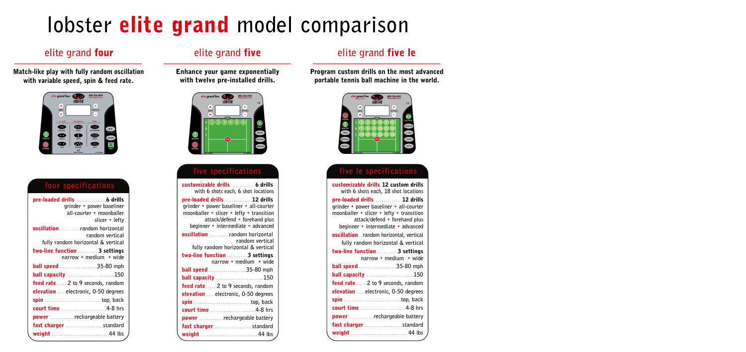# lobster elite grand model comparison

## elite grand four

**Match-like play with fully random oscillation with variable speed, spin & feed rate.**

### four specifications

| | |
|---|---|
| **pre-loaded drills** | **6 drills** grinder • power baseliner all-courter • moonballer slicer • lefty |
| **oscillation** | random horizontal random vertical fully random horizontal & vertical |
| **two-line function** | **3 settings** narrow • medium • wide |
| **ball speed** | 35-80 mph |
| **ball capacity** | 150 |
| **feed rate** | 2 to 9 seconds, random |
| **elevation** | electronic, 0-50 degrees |
| **spin** | top, back |
| **court time** | 4-8 hrs |
| **power** | rechargeable battery |
| **fast charger** | standard |
| **weight** | 44 lbs |

## elite grand five

**Enhance your game exponentially with twelve pre-installed drills.**

### five specifications

| | |
|---|---|
| **customizable drills** | **6 drills** with 6 shots each, 6 shot locations |
| **pre-loaded drills** | **12 drills** grinder • power baseliner • all-courter moonballer • slicer • lefty • transition attack/defend • forehand plus beginner • intermediate • advanced |
| **oscillation** | random horizontal random vertical fully random horizontal & vertical |
| **two-line function** | **3 settings** narrow • medium • wide |
| **ball speed** | 35-80 mph |
| **ball capacity** | 150 |
| **feed rate** | 2 to 9 seconds, random |
| **elevation** | electronic, 0-50 degrees |
| **spin** | top, back |
| **court time** | 4-8 hrs |
| **power** | rechargeable battery |
| **fast charger** | standard |
| **weight** | 44 lbs |

## elite grand five le

**Program custom drills on the most advanced portable tennis ball machine in the world.**

### five le specifications

| | |
|---|---|
| **customizable drills** | **12 custom drills** with 6 shots each, 18 shot locations |
| **pre-loaded drills** | **12 drills** grinder • power baseliner • all-courter moonballer • slicer • lefty • transition attack/defend • forehand plus beginner • intermediate • advanced |
| **oscillation** | random horizontal, vertical fully random horizontal & vertical |
| **two-line function** | **3 settings** narrow • medium • wide |
| **ball speed** | 35-80 mph |
| **ball capacity** | 150 |
| **feed rate** | 2 to 9 seconds, random |
| **elevation** | electronic, 0-50 degrees |
| **spin** | top, back |
| **court time** | 4-8 hrs |
| **power** | rechargeable battery |
| **fast charger** | standard |
| **weight** | 44 lbs |